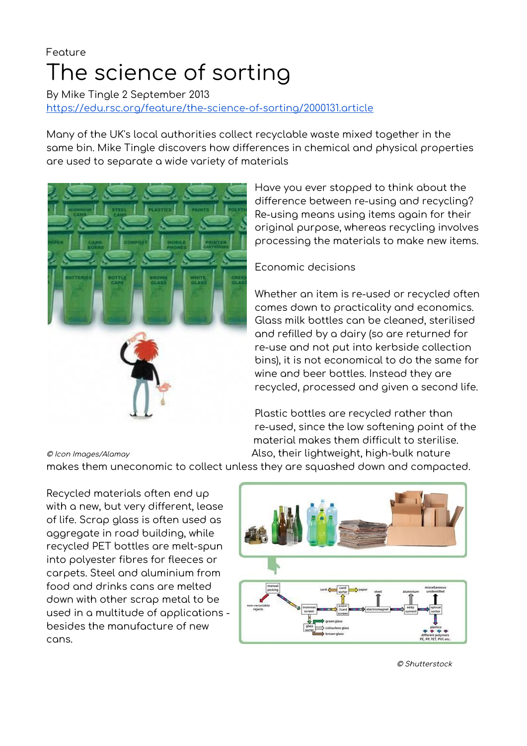Feature

# The science of sorting

By Mike Tingle 2 September 2013
https://edu.rsc.org/feature/the-science-of-sorting/2000131.article

Many of the UK's local authorities collect recyclable waste mixed together in the same bin. Mike Tingle discovers how differences in chemical and physical properties are used to separate a wide variety of materials

*© Icon Images/Alamay*

Have you ever stopped to think about the difference between re-using and recycling? Re-using means using items again for their original purpose, whereas recycling involves processing the materials to make new items.

## Economic decisions

Whether an item is re-used or recycled often comes down to practicality and economics. Glass milk bottles can be cleaned, sterilised and refilled by a dairy (so are returned for re-use and not put into kerbside collection bins), it is not economical to do the same for wine and beer bottles. Instead they are recycled, processed and given a second life.

Plastic bottles are recycled rather than re-used, since the low softening point of the material makes them difficult to sterilise. Also, their lightweight, high-bulk nature makes them uneconomic to collect unless they are squashed down and compacted.

Recycled materials often end up with a new, but very different, lease of life. Scrap glass is often used as aggregate in road building, while recycled PET bottles are melt-spun into polyester fibres for fleeces or carpets. Steel and aluminium from food and drinks cans are melted down with other scrap metal to be used in a multitude of applications - besides the manufacture of new cans.

*© Shutterstock*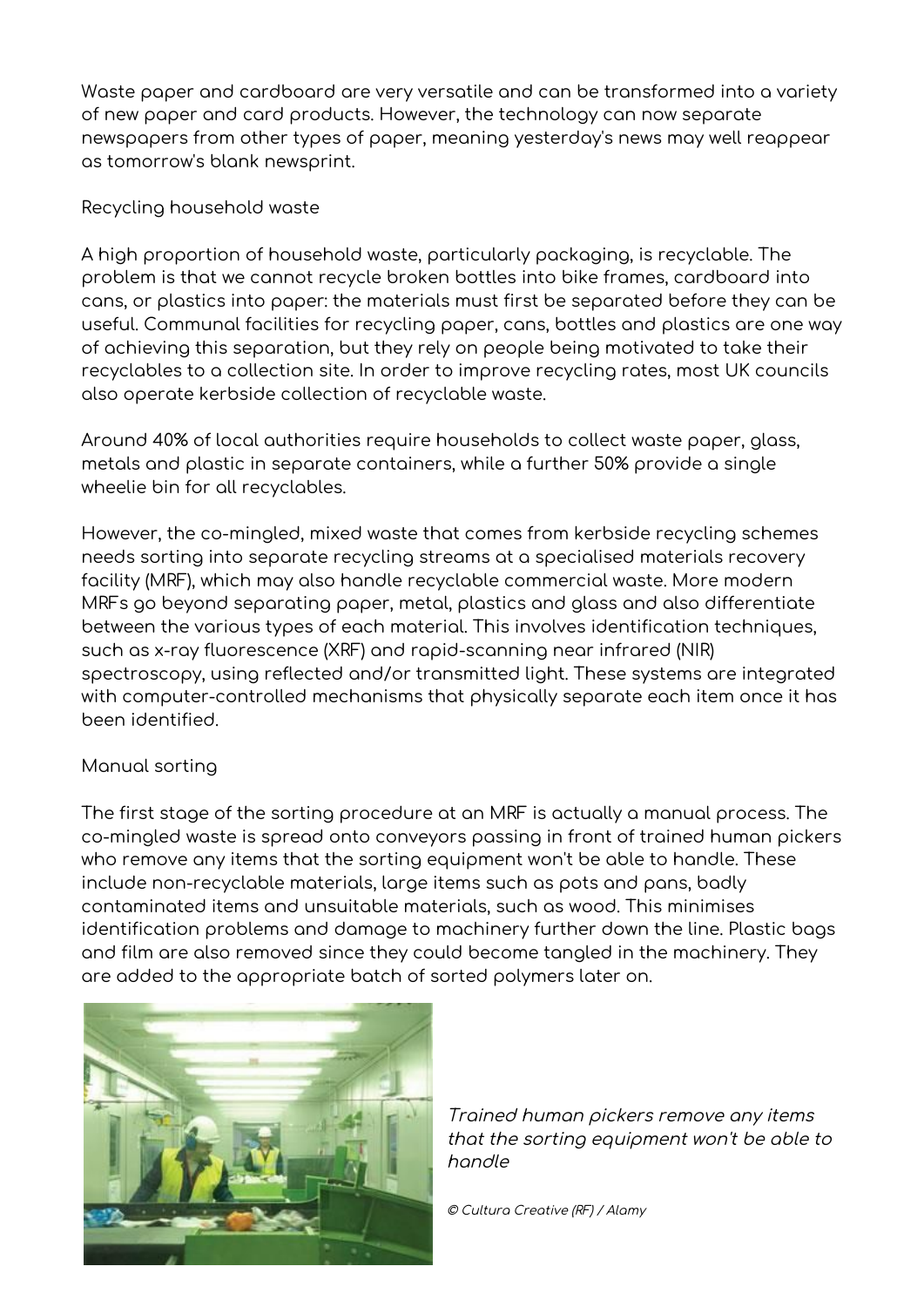Waste paper and cardboard are very versatile and can be transformed into a variety of new paper and card products. However, the technology can now separate newspapers from other types of paper, meaning yesterday's news may well reappear as tomorrow's blank newsprint.

## Recycling household waste

A high proportion of household waste, particularly packaging, is recyclable. The problem is that we cannot recycle broken bottles into bike frames, cardboard into cans, or plastics into paper: the materials must first be separated before they can be useful. Communal facilities for recycling paper, cans, bottles and plastics are one way of achieving this separation, but they rely on people being motivated to take their recyclables to a collection site. In order to improve recycling rates, most UK councils also operate kerbside collection of recyclable waste.

Around 40% of local authorities require households to collect waste paper, glass, metals and plastic in separate containers, while a further 50% provide a single wheelie bin for all recyclables.

However, the co-mingled, mixed waste that comes from kerbside recycling schemes needs sorting into separate recycling streams at a specialised materials recovery facility (MRF), which may also handle recyclable commercial waste. More modern MRFs go beyond separating paper, metal, plastics and glass and also differentiate between the various types of each material. This involves identification techniques, such as x-ray fluorescence (XRF) and rapid-scanning near infrared (NIR) spectroscopy, using reflected and/or transmitted light. These systems are integrated with computer-controlled mechanisms that physically separate each item once it has been identified.

## Manual sorting

The first stage of the sorting procedure at an MRF is actually a manual process. The co-mingled waste is spread onto conveyors passing in front of trained human pickers who remove any items that the sorting equipment won't be able to handle. These include non-recyclable materials, large items such as pots and pans, badly contaminated items and unsuitable materials, such as wood. This minimises identification problems and damage to machinery further down the line. Plastic bags and film are also removed since they could become tangled in the machinery. They are added to the appropriate batch of sorted polymers later on.

*Trained human pickers remove any items that the sorting equipment won't be able to handle*

*© Cultura Creative (RF) / Alamy*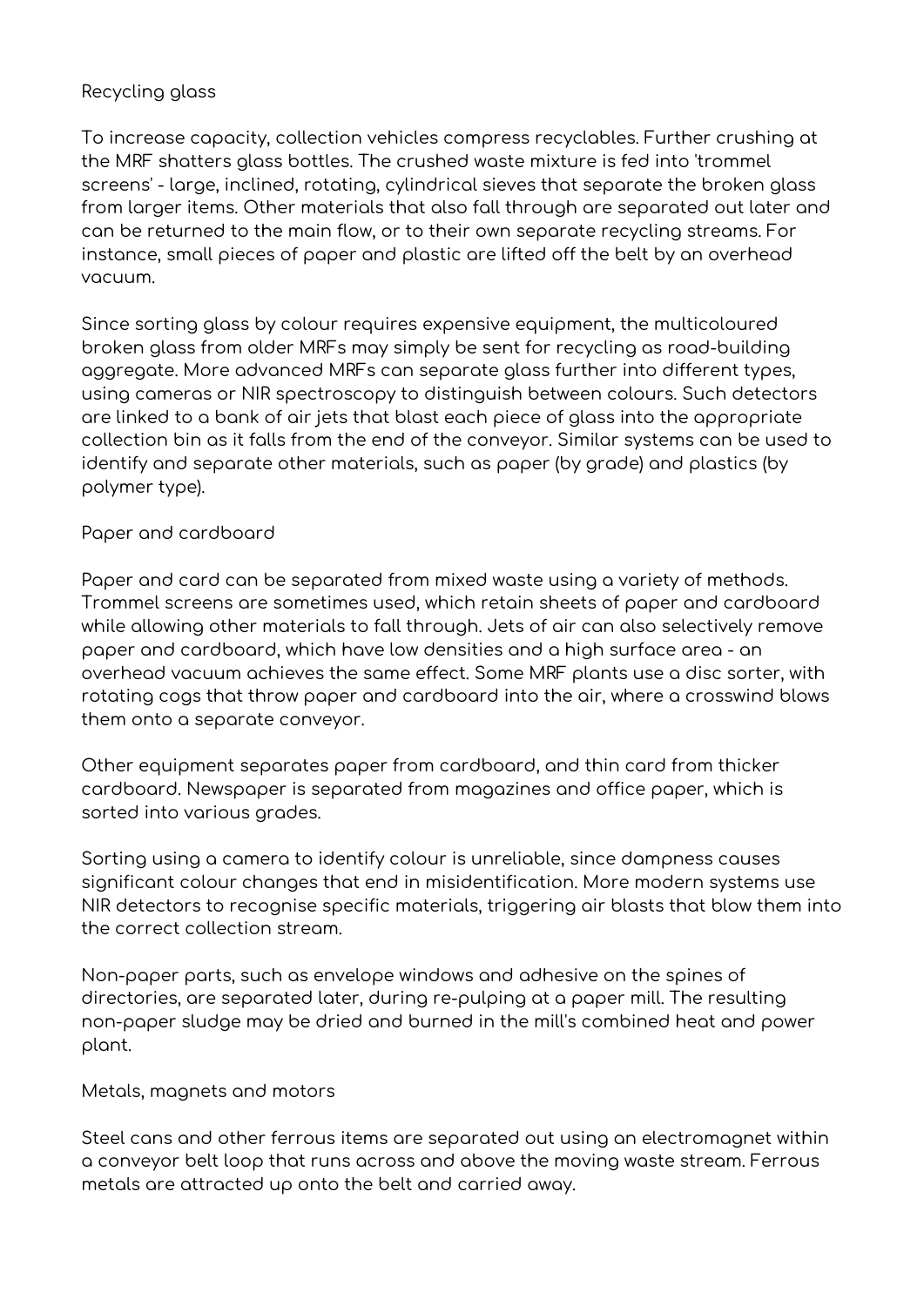## Recycling glass

To increase capacity, collection vehicles compress recyclables. Further crushing at the MRF shatters glass bottles. The crushed waste mixture is fed into 'trommel screens' - large, inclined, rotating, cylindrical sieves that separate the broken glass from larger items. Other materials that also fall through are separated out later and can be returned to the main flow, or to their own separate recycling streams. For instance, small pieces of paper and plastic are lifted off the belt by an overhead vacuum.

Since sorting glass by colour requires expensive equipment, the multicoloured broken glass from older MRFs may simply be sent for recycling as road-building aggregate. More advanced MRFs can separate glass further into different types, using cameras or NIR spectroscopy to distinguish between colours. Such detectors are linked to a bank of air jets that blast each piece of glass into the appropriate collection bin as it falls from the end of the conveyor. Similar systems can be used to identify and separate other materials, such as paper (by grade) and plastics (by polymer type).

## Paper and cardboard

Paper and card can be separated from mixed waste using a variety of methods. Trommel screens are sometimes used, which retain sheets of paper and cardboard while allowing other materials to fall through. Jets of air can also selectively remove paper and cardboard, which have low densities and a high surface area - an overhead vacuum achieves the same effect. Some MRF plants use a disc sorter, with rotating cogs that throw paper and cardboard into the air, where a crosswind blows them onto a separate conveyor.

Other equipment separates paper from cardboard, and thin card from thicker cardboard. Newspaper is separated from magazines and office paper, which is sorted into various grades.

Sorting using a camera to identify colour is unreliable, since dampness causes significant colour changes that end in misidentification. More modern systems use NIR detectors to recognise specific materials, triggering air blasts that blow them into the correct collection stream.

Non-paper parts, such as envelope windows and adhesive on the spines of directories, are separated later, during re-pulping at a paper mill. The resulting non-paper sludge may be dried and burned in the mill's combined heat and power plant.

## Metals, magnets and motors

Steel cans and other ferrous items are separated out using an electromagnet within a conveyor belt loop that runs across and above the moving waste stream. Ferrous metals are attracted up onto the belt and carried away.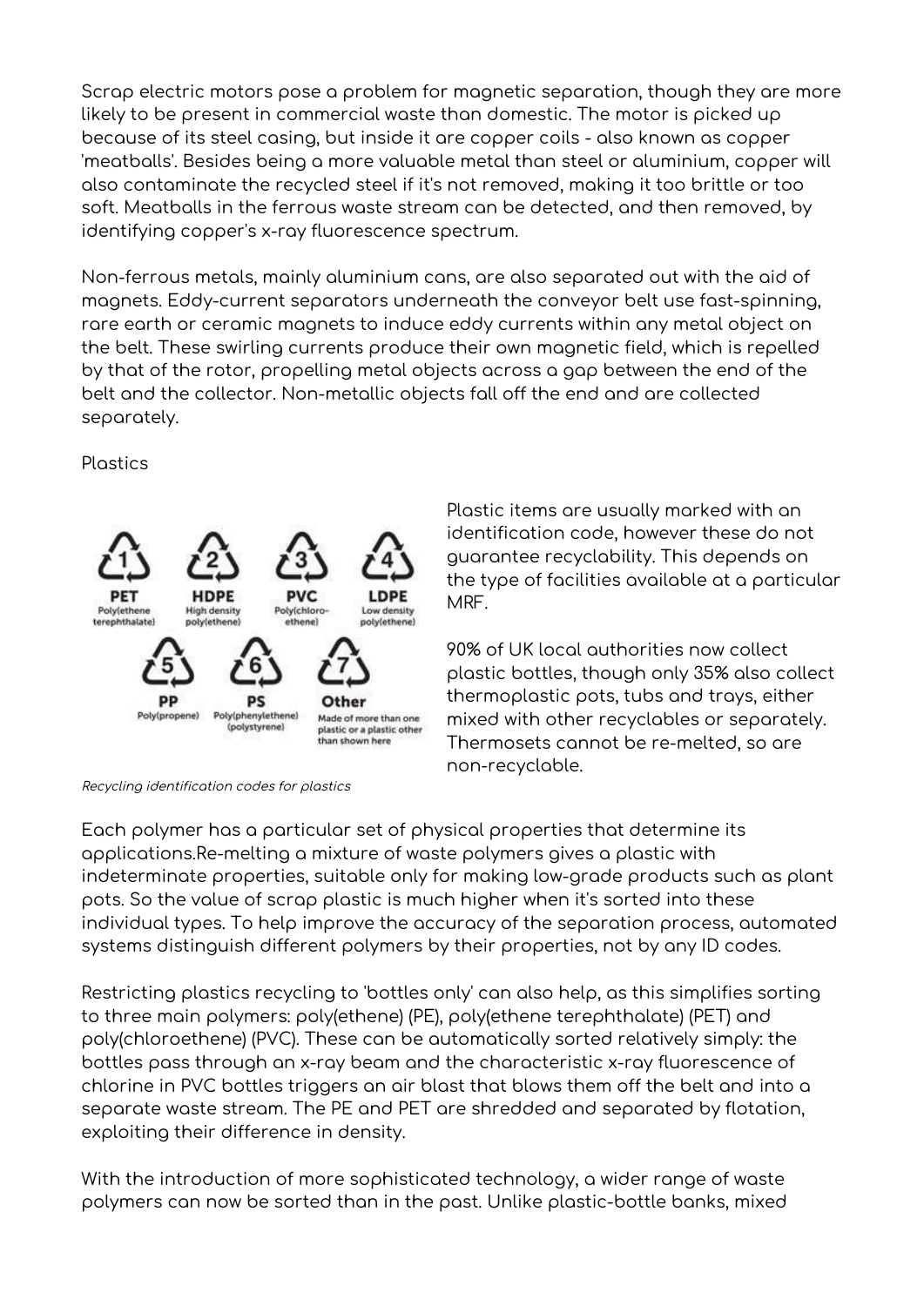Scrap electric motors pose a problem for magnetic separation, though they are more likely to be present in commercial waste than domestic. The motor is picked up because of its steel casing, but inside it are copper coils - also known as copper 'meatballs'. Besides being a more valuable metal than steel or aluminium, copper will also contaminate the recycled steel if it's not removed, making it too brittle or too soft. Meatballs in the ferrous waste stream can be detected, and then removed, by identifying copper's x-ray fluorescence spectrum.

Non-ferrous metals, mainly aluminium cans, are also separated out with the aid of magnets. Eddy-current separators underneath the conveyor belt use fast-spinning, rare earth or ceramic magnets to induce eddy currents within any metal object on the belt. These swirling currents produce their own magnetic field, which is repelled by that of the rotor, propelling metal objects across a gap between the end of the belt and the collector. Non-metallic objects fall off the end and are collected separately.

Plastics

| Code | Abbreviation | Name |
|---|---|---|
| 1 | PET | Poly(ethene terephthalate) |
| 2 | HDPE | High density poly(ethene) |
| 3 | PVC | Poly(chloro-ethene) |
| 4 | LDPE | Low density poly(ethene) |
| 5 | PP | Poly(propene) |
| 6 | PS | Poly(phenylethene) (polystyrene) |
| 7 | Other | Made of more than one plastic or a plastic other than shown here |

*Recycling identification codes for plastics*

Plastic items are usually marked with an identification code, however these do not guarantee recyclability. This depends on the type of facilities available at a particular MRF.

90% of UK local authorities now collect plastic bottles, though only 35% also collect thermoplastic pots, tubs and trays, either mixed with other recyclables or separately. Thermosets cannot be re-melted, so are non-recyclable.

Each polymer has a particular set of physical properties that determine its applications.Re-melting a mixture of waste polymers gives a plastic with indeterminate properties, suitable only for making low-grade products such as plant pots. So the value of scrap plastic is much higher when it's sorted into these individual types. To help improve the accuracy of the separation process, automated systems distinguish different polymers by their properties, not by any ID codes.

Restricting plastics recycling to 'bottles only' can also help, as this simplifies sorting to three main polymers: poly(ethene) (PE), poly(ethene terephthalate) (PET) and poly(chloroethene) (PVC). These can be automatically sorted relatively simply: the bottles pass through an x-ray beam and the characteristic x-ray fluorescence of chlorine in PVC bottles triggers an air blast that blows them off the belt and into a separate waste stream. The PE and PET are shredded and separated by flotation, exploiting their difference in density.

With the introduction of more sophisticated technology, a wider range of waste polymers can now be sorted than in the past. Unlike plastic-bottle banks, mixed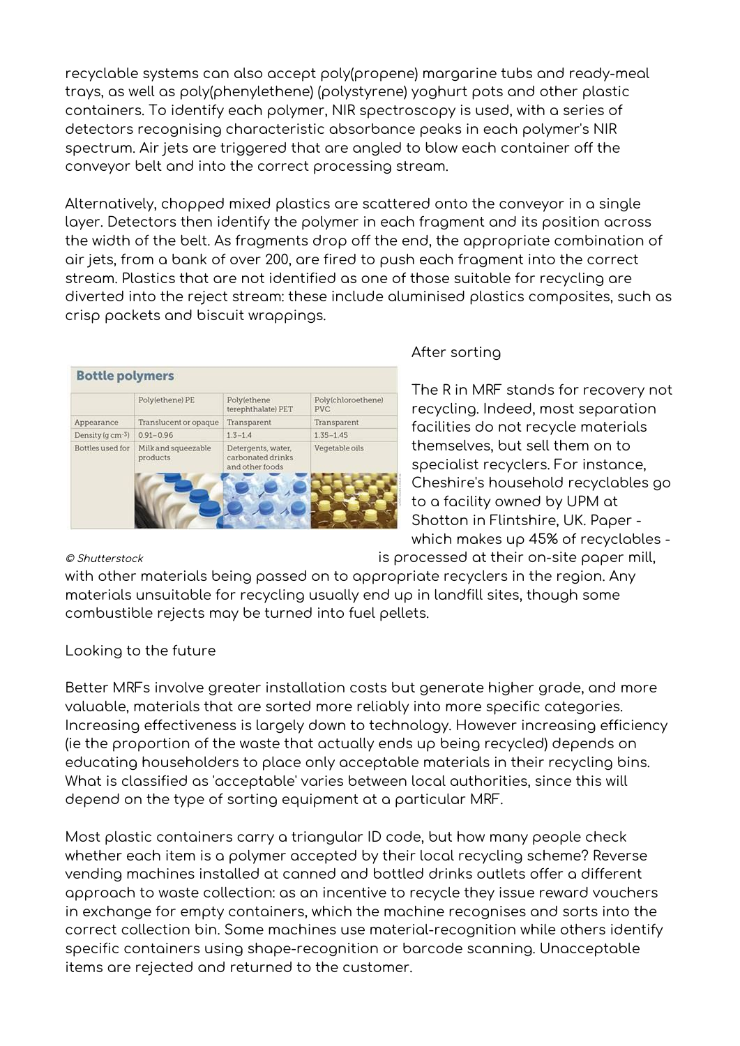recyclable systems can also accept poly(propene) margarine tubs and ready-meal trays, as well as poly(phenylethene) (polystyrene) yoghurt pots and other plastic containers. To identify each polymer, NIR spectroscopy is used, with a series of detectors recognising characteristic absorbance peaks in each polymer's NIR spectrum. Air jets are triggered that are angled to blow each container off the conveyor belt and into the correct processing stream.

Alternatively, chopped mixed plastics are scattered onto the conveyor in a single layer. Detectors then identify the polymer in each fragment and its position across the width of the belt. As fragments drop off the end, the appropriate combination of air jets, from a bank of over 200, are fired to push each fragment into the correct stream. Plastics that are not identified as one of those suitable for recycling are diverted into the reject stream: these include aluminised plastics composites, such as crisp packets and biscuit wrappings.

**Bottle polymers**

| | Poly(ethene) PE | Poly(ethene terephthalate) PET | Poly(chloroethene) PVC |
|---|---|---|---|
| Appearance | Translucent or opaque | Transparent | Transparent |
| Density (g cm$^{-3}$) | 0.91–0.96 | 1.3–1.4 | 1.35–1.45 |
| Bottles used for | Milk and squeezable products | Detergents, water, carbonated drinks and other foods | Vegetable oils |

© Shutterstock

## After sorting

The R in MRF stands for recovery not recycling. Indeed, most separation facilities do not recycle materials themselves, but sell them on to specialist recyclers. For instance, Cheshire's household recyclables go to a facility owned by UPM at Shotton in Flintshire, UK. Paper - which makes up 45% of recyclables - is processed at their on-site paper mill, with other materials being passed on to appropriate recyclers in the region. Any materials unsuitable for recycling usually end up in landfill sites, though some combustible rejects may be turned into fuel pellets.

## Looking to the future

Better MRFs involve greater installation costs but generate higher grade, and more valuable, materials that are sorted more reliably into more specific categories. Increasing effectiveness is largely down to technology. However increasing efficiency (ie the proportion of the waste that actually ends up being recycled) depends on educating householders to place only acceptable materials in their recycling bins. What is classified as 'acceptable' varies between local authorities, since this will depend on the type of sorting equipment at a particular MRF.

Most plastic containers carry a triangular ID code, but how many people check whether each item is a polymer accepted by their local recycling scheme? Reverse vending machines installed at canned and bottled drinks outlets offer a different approach to waste collection: as an incentive to recycle they issue reward vouchers in exchange for empty containers, which the machine recognises and sorts into the correct collection bin. Some machines use material-recognition while others identify specific containers using shape-recognition or barcode scanning. Unacceptable items are rejected and returned to the customer.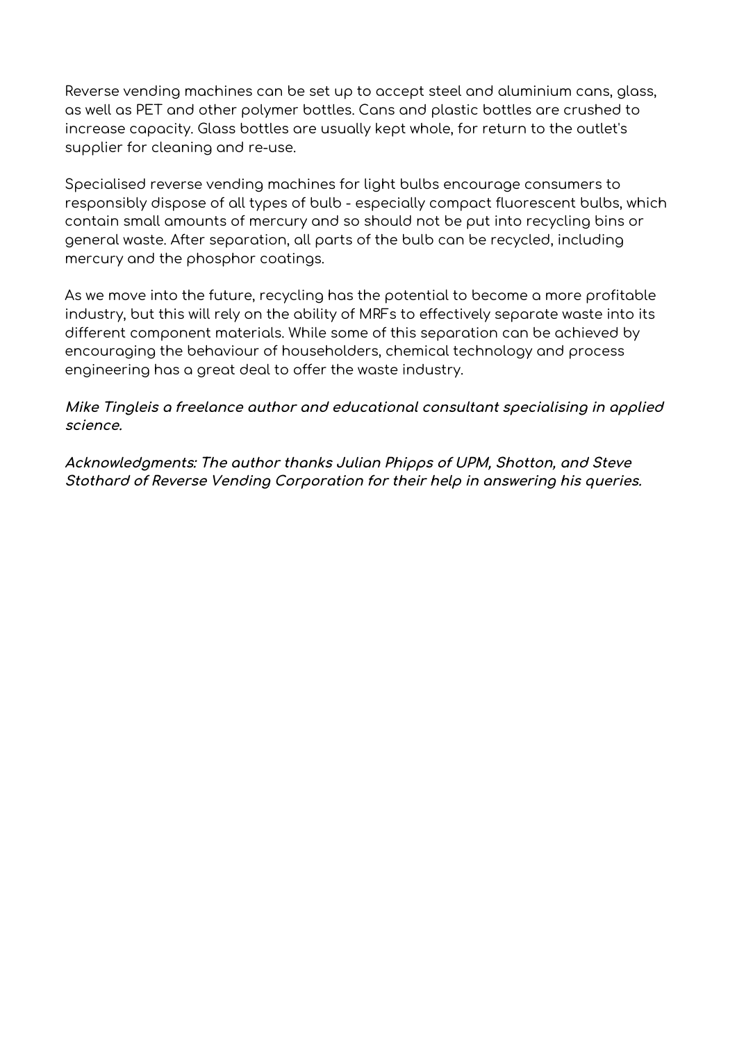Reverse vending machines can be set up to accept steel and aluminium cans, glass, as well as PET and other polymer bottles. Cans and plastic bottles are crushed to increase capacity. Glass bottles are usually kept whole, for return to the outlet's supplier for cleaning and re-use.

Specialised reverse vending machines for light bulbs encourage consumers to responsibly dispose of all types of bulb - especially compact fluorescent bulbs, which contain small amounts of mercury and so should not be put into recycling bins or general waste. After separation, all parts of the bulb can be recycled, including mercury and the phosphor coatings.

As we move into the future, recycling has the potential to become a more profitable industry, but this will rely on the ability of MRFs to effectively separate waste into its different component materials. While some of this separation can be achieved by encouraging the behaviour of householders, chemical technology and process engineering has a great deal to offer the waste industry.

***Mike Tingleis a freelance author and educational consultant specialising in applied science.***

***Acknowledgments: The author thanks Julian Phipps of UPM, Shotton, and Steve Stothard of Reverse Vending Corporation for their help in answering his queries.***